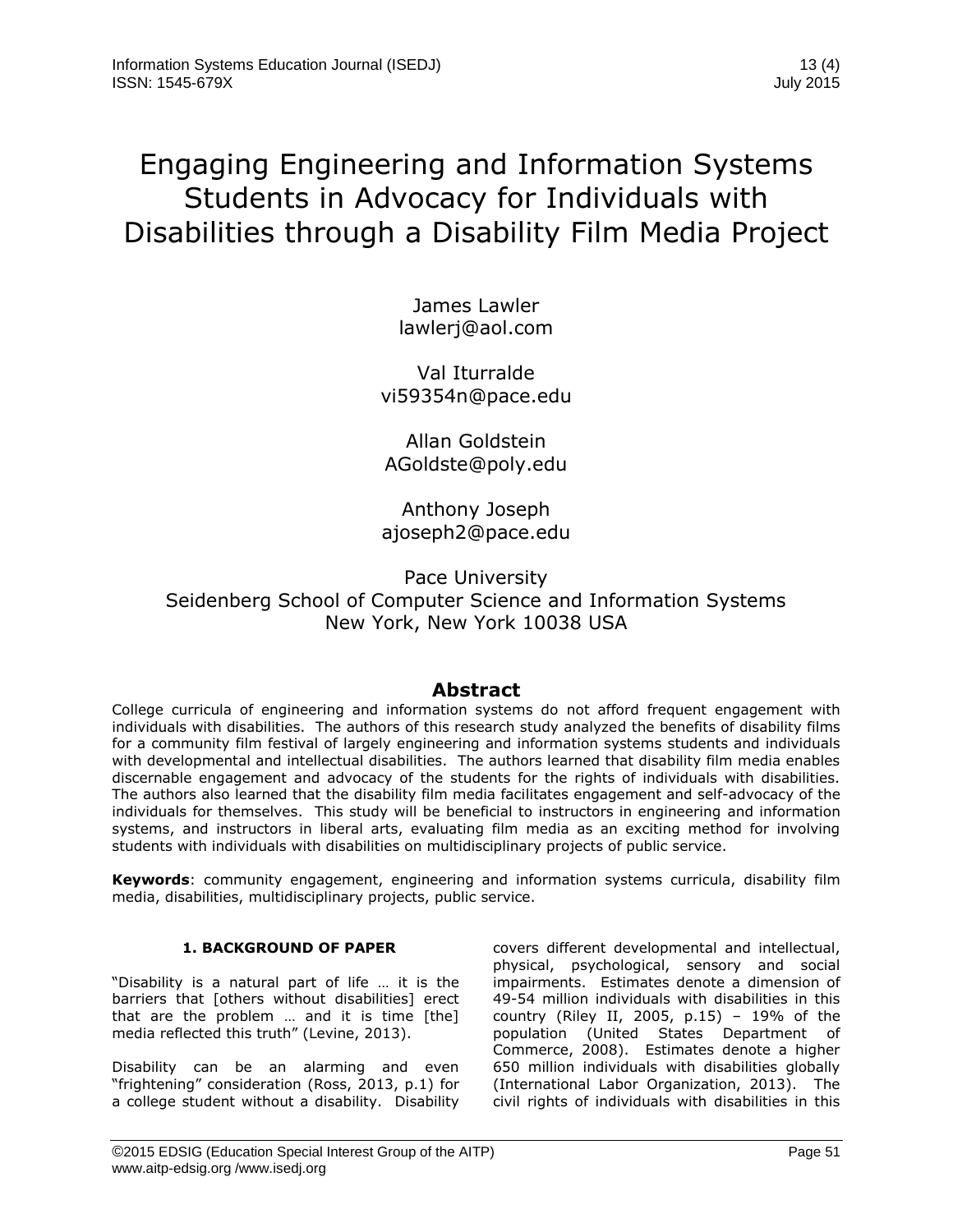# Engaging Engineering and Information Systems Students in Advocacy for Individuals with Disabilities through a Disability Film Media Project

James Lawler
lawlerj@aol.com

Val Iturralde
vi59354n@pace.edu

Allan Goldstein
AGoldste@poly.edu

Anthony Joseph
ajoseph2@pace.edu

Pace University
Seidenberg School of Computer Science and Information Systems
New York, New York 10038 USA

## Abstract

College curricula of engineering and information systems do not afford frequent engagement with individuals with disabilities. The authors of this research study analyzed the benefits of disability films for a community film festival of largely engineering and information systems students and individuals with developmental and intellectual disabilities. The authors learned that disability film media enables discernable engagement and advocacy of the students for the rights of individuals with disabilities. The authors also learned that the disability film media facilitates engagement and self-advocacy of the individuals for themselves. This study will be beneficial to instructors in engineering and information systems, and instructors in liberal arts, evaluating film media as an exciting method for involving students with individuals with disabilities on multidisciplinary projects of public service.

**Keywords**: community engagement, engineering and information systems curricula, disability film media, disabilities, multidisciplinary projects, public service.

### 1. BACKGROUND OF PAPER

"Disability is a natural part of life … it is the barriers that [others without disabilities] erect that are the problem … and it is time [the] media reflected this truth" (Levine, 2013).

Disability can be an alarming and even "frightening" consideration (Ross, 2013, p.1) for a college student without a disability. Disability covers different developmental and intellectual, physical, psychological, sensory and social impairments. Estimates denote a dimension of 49-54 million individuals with disabilities in this country (Riley II, 2005, p.15) – 19% of the population (United States Department of Commerce, 2008). Estimates denote a higher 650 million individuals with disabilities globally (International Labor Organization, 2013). The civil rights of individuals with disabilities in this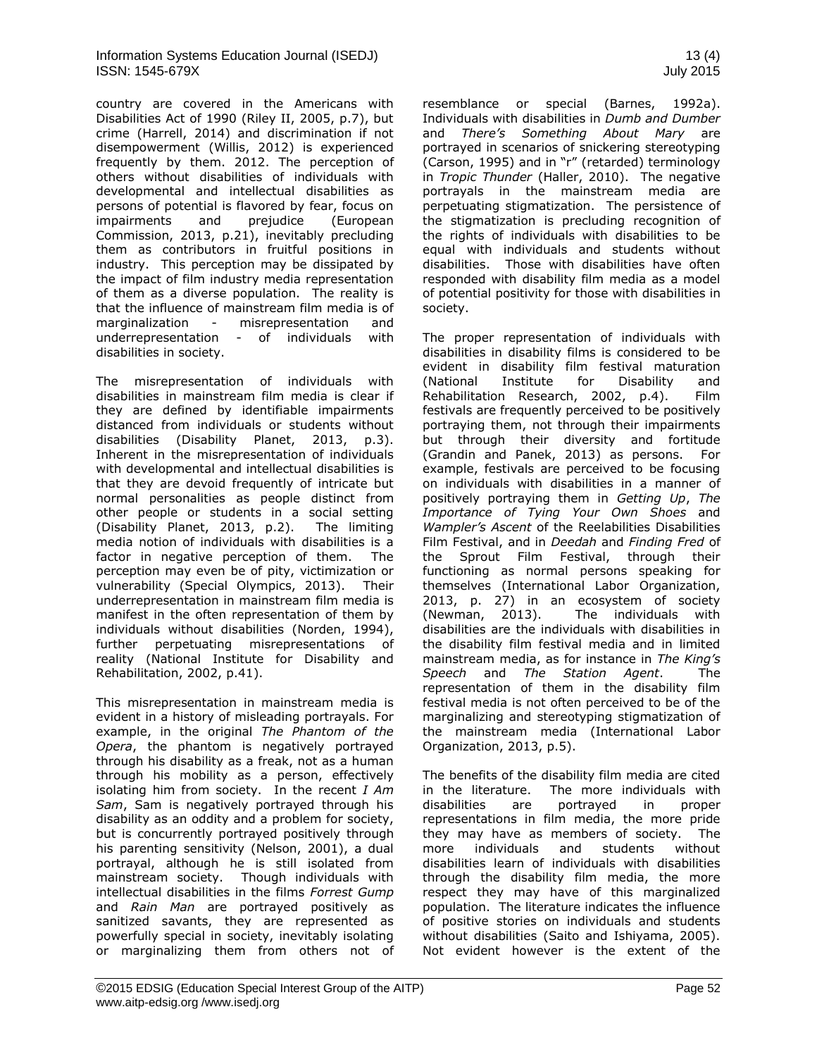country are covered in the Americans with Disabilities Act of 1990 (Riley II, 2005, p.7), but crime (Harrell, 2014) and discrimination if not disempowerment (Willis, 2012) is experienced frequently by them. 2012. The perception of others without disabilities of individuals with developmental and intellectual disabilities as persons of potential is flavored by fear, focus on impairments and prejudice (European Commission, 2013, p.21), inevitably precluding them as contributors in fruitful positions in industry. This perception may be dissipated by the impact of film industry media representation of them as a diverse population. The reality is that the influence of mainstream film media is of marginalization - misrepresentation and underrepresentation - of individuals with disabilities in society.

The misrepresentation of individuals with disabilities in mainstream film media is clear if they are defined by identifiable impairments distanced from individuals or students without disabilities (Disability Planet, 2013, p.3). Inherent in the misrepresentation of individuals with developmental and intellectual disabilities is that they are devoid frequently of intricate but normal personalities as people distinct from other people or students in a social setting (Disability Planet, 2013, p.2). The limiting media notion of individuals with disabilities is a factor in negative perception of them. The perception may even be of pity, victimization or vulnerability (Special Olympics, 2013). Their underrepresentation in mainstream film media is manifest in the often representation of them by individuals without disabilities (Norden, 1994), further perpetuating misrepresentations of reality (National Institute for Disability and Rehabilitation, 2002, p.41).

This misrepresentation in mainstream media is evident in a history of misleading portrayals. For example, in the original *The Phantom of the Opera*, the phantom is negatively portrayed through his disability as a freak, not as a human through his mobility as a person, effectively isolating him from society. In the recent *I Am Sam*, Sam is negatively portrayed through his disability as an oddity and a problem for society, but is concurrently portrayed positively through his parenting sensitivity (Nelson, 2001), a dual portrayal, although he is still isolated from mainstream society. Though individuals with intellectual disabilities in the films *Forrest Gump* and *Rain Man* are portrayed positively as sanitized savants, they are represented as powerfully special in society, inevitably isolating or marginalizing them from others not of resemblance or special (Barnes, 1992a). Individuals with disabilities in *Dumb and Dumber* and *There's Something About Mary* are portrayed in scenarios of snickering stereotyping (Carson, 1995) and in "r" (retarded) terminology in *Tropic Thunder* (Haller, 2010). The negative portrayals in the mainstream media are perpetuating stigmatization. The persistence of the stigmatization is precluding recognition of the rights of individuals with disabilities to be equal with individuals and students without disabilities. Those with disabilities have often responded with disability film media as a model of potential positivity for those with disabilities in society.

The proper representation of individuals with disabilities in disability films is considered to be evident in disability film festival maturation (National Institute for Disability and Rehabilitation Research, 2002, p.4). Film festivals are frequently perceived to be positively portraying them, not through their impairments but through their diversity and fortitude (Grandin and Panek, 2013) as persons. For example, festivals are perceived to be focusing on individuals with disabilities in a manner of positively portraying them in *Getting Up*, *The Importance of Tying Your Own Shoes* and *Wampler's Ascent* of the Reelabilities Disabilities Film Festival, and in *Deedah* and *Finding Fred* of the Sprout Film Festival, through their functioning as normal persons speaking for themselves (International Labor Organization, 2013, p. 27) in an ecosystem of society (Newman, 2013). The individuals with disabilities are the individuals with disabilities in the disability film festival media and in limited mainstream media, as for instance in *The King's Speech* and *The Station Agent*. The representation of them in the disability film festival media is not often perceived to be of the marginalizing and stereotyping stigmatization of the mainstream media (International Labor Organization, 2013, p.5).

The benefits of the disability film media are cited in the literature. The more individuals with disabilities are portrayed in proper representations in film media, the more pride they may have as members of society. The more individuals and students without disabilities learn of individuals with disabilities through the disability film media, the more respect they may have of this marginalized population. The literature indicates the influence of positive stories on individuals and students without disabilities (Saito and Ishiyama, 2005). Not evident however is the extent of the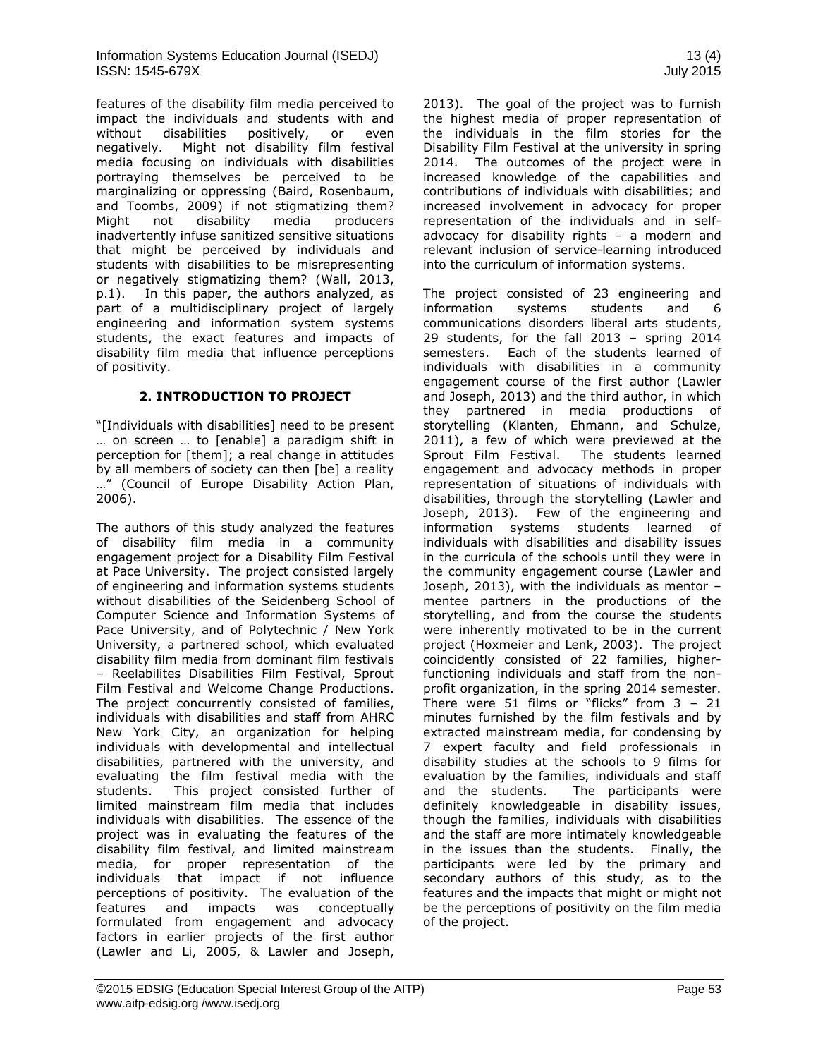features of the disability film media perceived to impact the individuals and students with and without disabilities positively, or even negatively. Might not disability film festival media focusing on individuals with disabilities portraying themselves be perceived to be marginalizing or oppressing (Baird, Rosenbaum, and Toombs, 2009) if not stigmatizing them? Might not disability media producers inadvertently infuse sanitized sensitive situations that might be perceived by individuals and students with disabilities to be misrepresenting or negatively stigmatizing them? (Wall, 2013, p.1). In this paper, the authors analyzed, as part of a multidisciplinary project of largely engineering and information system systems students, the exact features and impacts of disability film media that influence perceptions of positivity.

## 2. INTRODUCTION TO PROJECT

"[Individuals with disabilities] need to be present … on screen … to [enable] a paradigm shift in perception for [them]; a real change in attitudes by all members of society can then [be] a reality …" (Council of Europe Disability Action Plan, 2006).

The authors of this study analyzed the features of disability film media in a community engagement project for a Disability Film Festival at Pace University. The project consisted largely of engineering and information systems students without disabilities of the Seidenberg School of Computer Science and Information Systems of Pace University, and of Polytechnic / New York University, a partnered school, which evaluated disability film media from dominant film festivals – Reelabilites Disabilities Film Festival, Sprout Film Festival and Welcome Change Productions. The project concurrently consisted of families, individuals with disabilities and staff from AHRC New York City, an organization for helping individuals with developmental and intellectual disabilities, partnered with the university, and evaluating the film festival media with the students. This project consisted further of limited mainstream film media that includes individuals with disabilities. The essence of the project was in evaluating the features of the disability film festival, and limited mainstream media, for proper representation of the individuals that impact if not influence perceptions of positivity. The evaluation of the features and impacts was conceptually formulated from engagement and advocacy factors in earlier projects of the first author (Lawler and Li, 2005, & Lawler and Joseph, 2013). The goal of the project was to furnish the highest media of proper representation of the individuals in the film stories for the Disability Film Festival at the university in spring 2014. The outcomes of the project were in increased knowledge of the capabilities and contributions of individuals with disabilities; and increased involvement in advocacy for proper representation of the individuals and in self-advocacy for disability rights – a modern and relevant inclusion of service-learning introduced into the curriculum of information systems.

The project consisted of 23 engineering and information systems students and 6 communications disorders liberal arts students, 29 students, for the fall 2013 – spring 2014 semesters. Each of the students learned of individuals with disabilities in a community engagement course of the first author (Lawler and Joseph, 2013) and the third author, in which they partnered in media productions of storytelling (Klanten, Ehmann, and Schulze, 2011), a few of which were previewed at the Sprout Film Festival. The students learned engagement and advocacy methods in proper representation of situations of individuals with disabilities, through the storytelling (Lawler and Joseph, 2013). Few of the engineering and information systems students learned of individuals with disabilities and disability issues in the curricula of the schools until they were in the community engagement course (Lawler and Joseph, 2013), with the individuals as mentor – mentee partners in the productions of the storytelling, and from the course the students were inherently motivated to be in the current project (Hoxmeier and Lenk, 2003). The project coincidently consisted of 22 families, higher-functioning individuals and staff from the non-profit organization, in the spring 2014 semester. There were 51 films or "flicks" from 3 – 21 minutes furnished by the film festivals and by extracted mainstream media, for condensing by 7 expert faculty and field professionals in disability studies at the schools to 9 films for evaluation by the families, individuals and staff and the students. The participants were definitely knowledgeable in disability issues, though the families, individuals with disabilities and the staff are more intimately knowledgeable in the issues than the students. Finally, the participants were led by the primary and secondary authors of this study, as to the features and the impacts that might or might not be the perceptions of positivity on the film media of the project.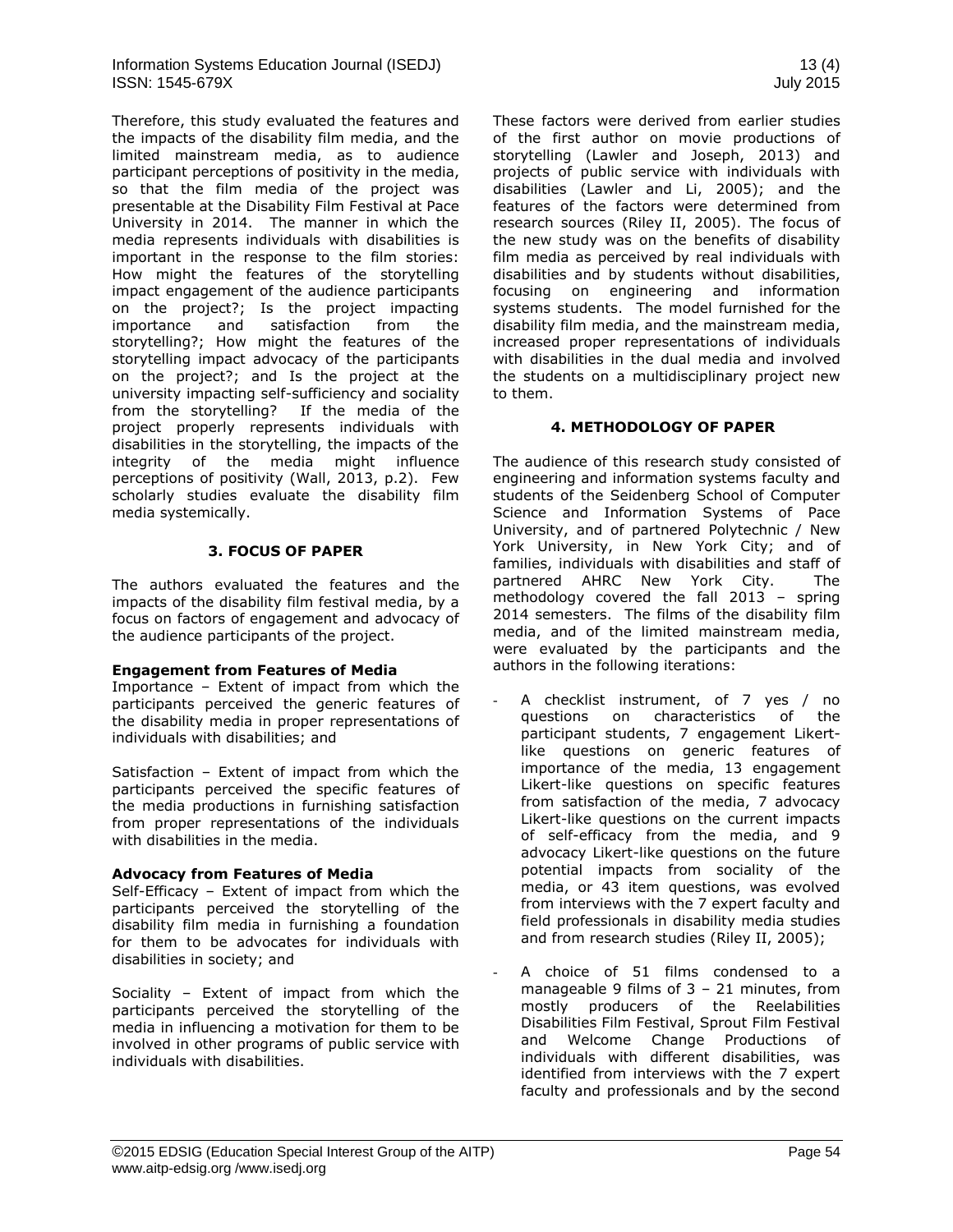Therefore, this study evaluated the features and the impacts of the disability film media, and the limited mainstream media, as to audience participant perceptions of positivity in the media, so that the film media of the project was presentable at the Disability Film Festival at Pace University in 2014. The manner in which the media represents individuals with disabilities is important in the response to the film stories: How might the features of the storytelling impact engagement of the audience participants on the project?; Is the project impacting importance and satisfaction from the storytelling?; How might the features of the storytelling impact advocacy of the participants on the project?; and Is the project at the university impacting self-sufficiency and sociality from the storytelling? If the media of the project properly represents individuals with disabilities in the storytelling, the impacts of the integrity of the media might influence perceptions of positivity (Wall, 2013, p.2). Few scholarly studies evaluate the disability film media systemically.

## 3. FOCUS OF PAPER

The authors evaluated the features and the impacts of the disability film festival media, by a focus on factors of engagement and advocacy of the audience participants of the project.

**Engagement from Features of Media**

Importance – Extent of impact from which the participants perceived the generic features of the disability media in proper representations of individuals with disabilities; and

Satisfaction – Extent of impact from which the participants perceived the specific features of the media productions in furnishing satisfaction from proper representations of the individuals with disabilities in the media.

**Advocacy from Features of Media**

Self-Efficacy – Extent of impact from which the participants perceived the storytelling of the disability film media in furnishing a foundation for them to be advocates for individuals with disabilities in society; and

Sociality – Extent of impact from which the participants perceived the storytelling of the media in influencing a motivation for them to be involved in other programs of public service with individuals with disabilities.

These factors were derived from earlier studies of the first author on movie productions of storytelling (Lawler and Joseph, 2013) and projects of public service with individuals with disabilities (Lawler and Li, 2005); and the features of the factors were determined from research sources (Riley II, 2005). The focus of the new study was on the benefits of disability film media as perceived by real individuals with disabilities and by students without disabilities, focusing on engineering and information systems students. The model furnished for the disability film media, and the mainstream media, increased proper representations of individuals with disabilities in the dual media and involved the students on a multidisciplinary project new to them.

## 4. METHODOLOGY OF PAPER

The audience of this research study consisted of engineering and information systems faculty and students of the Seidenberg School of Computer Science and Information Systems of Pace University, and of partnered Polytechnic / New York University, in New York City; and of families, individuals with disabilities and staff of partnered AHRC New York City. The methodology covered the fall 2013 – spring 2014 semesters. The films of the disability film media, and of the limited mainstream media, were evaluated by the participants and the authors in the following iterations:

- A checklist instrument, of 7 yes / no questions on characteristics of the participant students, 7 engagement Likert-like questions on generic features of importance of the media, 13 engagement Likert-like questions on specific features from satisfaction of the media, 7 advocacy Likert-like questions on the current impacts of self-efficacy from the media, and 9 advocacy Likert-like questions on the future potential impacts from sociality of the media, or 43 item questions, was evolved from interviews with the 7 expert faculty and field professionals in disability media studies and from research studies (Riley II, 2005);
- A choice of 51 films condensed to a manageable 9 films of 3 – 21 minutes, from mostly producers of the Reelabilities Disabilities Film Festival, Sprout Film Festival and Welcome Change Productions of individuals with different disabilities, was identified from interviews with the 7 expert faculty and professionals and by the second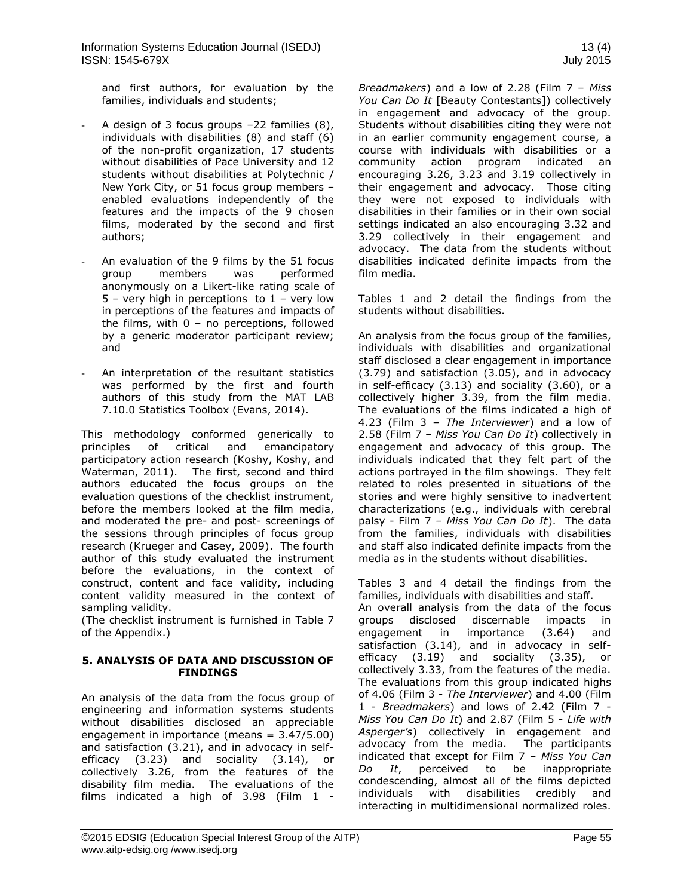and first authors, for evaluation by the families, individuals and students;

- A design of 3 focus groups –22 families (8), individuals with disabilities (8) and staff (6) of the non-profit organization, 17 students without disabilities of Pace University and 12 students without disabilities at Polytechnic / New York City, or 51 focus group members – enabled evaluations independently of the features and the impacts of the 9 chosen films, moderated by the second and first authors;

- An evaluation of the 9 films by the 51 focus group members was performed anonymously on a Likert-like rating scale of 5 – very high in perceptions to 1 – very low in perceptions of the features and impacts of the films, with 0 – no perceptions, followed by a generic moderator participant review; and

- An interpretation of the resultant statistics was performed by the first and fourth authors of this study from the MAT LAB 7.10.0 Statistics Toolbox (Evans, 2014).

This methodology conformed generically to principles of critical and emancipatory participatory action research (Koshy, Koshy, and Waterman, 2011). The first, second and third authors educated the focus groups on the evaluation questions of the checklist instrument, before the members looked at the film media, and moderated the pre- and post- screenings of the sessions through principles of focus group research (Krueger and Casey, 2009). The fourth author of this study evaluated the instrument before the evaluations, in the context of construct, content and face validity, including content validity measured in the context of sampling validity.

(The checklist instrument is furnished in Table 7 of the Appendix.)

## 5. ANALYSIS OF DATA AND DISCUSSION OF FINDINGS

An analysis of the data from the focus group of engineering and information systems students without disabilities disclosed an appreciable engagement in importance (means = 3.47/5.00) and satisfaction (3.21), and in advocacy in self-efficacy (3.23) and sociality (3.14), or collectively 3.26, from the features of the disability film media. The evaluations of the films indicated a high of 3.98 (Film 1 - *Breadmakers*) and a low of 2.28 (Film 7 – *Miss You Can Do It* [Beauty Contestants]) collectively in engagement and advocacy of the group. Students without disabilities citing they were not in an earlier community engagement course, a course with individuals with disabilities or a community action program indicated an encouraging 3.26, 3.23 and 3.19 collectively in their engagement and advocacy. Those citing they were not exposed to individuals with disabilities in their families or in their own social settings indicated an also encouraging 3.32 and 3.29 collectively in their engagement and advocacy. The data from the students without disabilities indicated definite impacts from the film media.

Tables 1 and 2 detail the findings from the students without disabilities.

An analysis from the focus group of the families, individuals with disabilities and organizational staff disclosed a clear engagement in importance (3.79) and satisfaction (3.05), and in advocacy in self-efficacy (3.13) and sociality (3.60), or a collectively higher 3.39, from the film media. The evaluations of the films indicated a high of 4.23 (Film 3 – *The Interviewer*) and a low of 2.58 (Film 7 – *Miss You Can Do It*) collectively in engagement and advocacy of this group. The individuals indicated that they felt part of the actions portrayed in the film showings. They felt related to roles presented in situations of the stories and were highly sensitive to inadvertent characterizations (e.g., individuals with cerebral palsy - Film 7 – *Miss You Can Do It*). The data from the families, individuals with disabilities and staff also indicated definite impacts from the media as in the students without disabilities.

Tables 3 and 4 detail the findings from the families, individuals with disabilities and staff.

An overall analysis from the data of the focus groups disclosed discernable impacts in engagement in importance (3.64) and satisfaction (3.14), and in advocacy in self-efficacy (3.19) and sociality (3.35), or collectively 3.33, from the features of the media. The evaluations from this group indicated highs of 4.06 (Film 3 - *The Interviewer*) and 4.00 (Film 1 - *Breadmakers*) and lows of 2.42 (Film 7 - *Miss You Can Do It*) and 2.87 (Film 5 - *Life with Asperger's*) collectively in engagement and advocacy from the media. The participants indicated that except for Film 7 – *Miss You Can Do It*, perceived to be inappropriate condescending, almost all of the films depicted individuals with disabilities credibly and interacting in multidimensional normalized roles.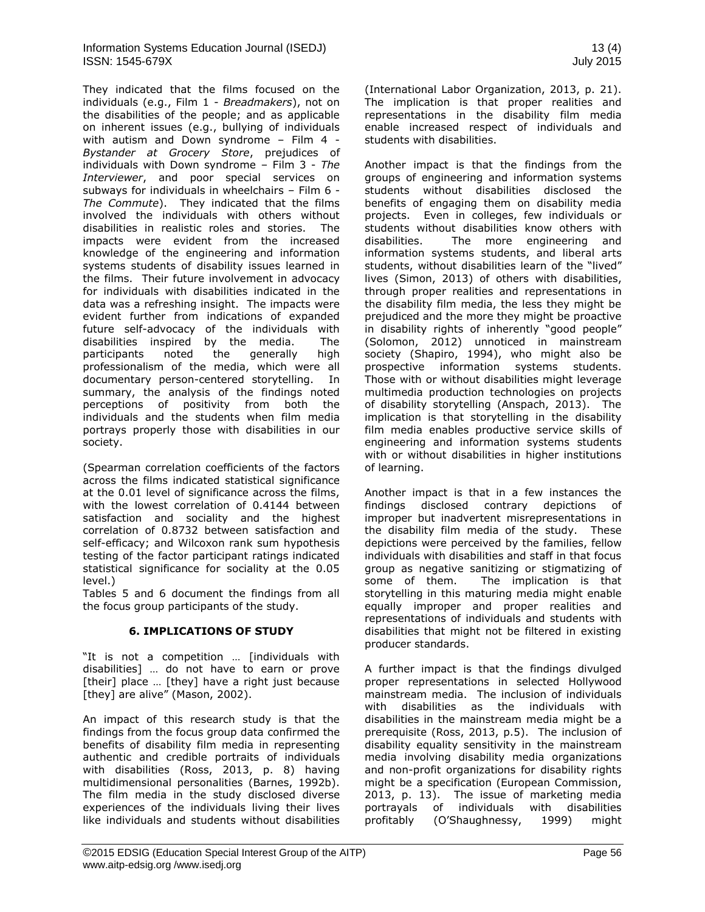They indicated that the films focused on the individuals (e.g., Film 1 - *Breadmakers*), not on the disabilities of the people; and as applicable on inherent issues (e.g., bullying of individuals with autism and Down syndrome – Film 4 - *Bystander at Grocery Store*, prejudices of individuals with Down syndrome – Film 3 - *The Interviewer*, and poor special services on subways for individuals in wheelchairs – Film 6 - *The Commute*). They indicated that the films involved the individuals with others without disabilities in realistic roles and stories. The impacts were evident from the increased knowledge of the engineering and information systems students of disability issues learned in the films. Their future involvement in advocacy for individuals with disabilities indicated in the data was a refreshing insight. The impacts were evident further from indications of expanded future self-advocacy of the individuals with disabilities inspired by the media. The participants noted the generally high professionalism of the media, which were all documentary person-centered storytelling. In summary, the analysis of the findings noted perceptions of positivity from both the individuals and the students when film media portrays properly those with disabilities in our society.

(Spearman correlation coefficients of the factors across the films indicated statistical significance at the 0.01 level of significance across the films, with the lowest correlation of 0.4144 between satisfaction and sociality and the highest correlation of 0.8732 between satisfaction and self-efficacy; and Wilcoxon rank sum hypothesis testing of the factor participant ratings indicated statistical significance for sociality at the 0.05 level.)

Tables 5 and 6 document the findings from all the focus group participants of the study.

## 6. IMPLICATIONS OF STUDY

"It is not a competition … [individuals with disabilities] … do not have to earn or prove [their] place … [they] have a right just because [they] are alive" (Mason, 2002).

An impact of this research study is that the findings from the focus group data confirmed the benefits of disability film media in representing authentic and credible portraits of individuals with disabilities (Ross, 2013, p. 8) having multidimensional personalities (Barnes, 1992b). The film media in the study disclosed diverse experiences of the individuals living their lives like individuals and students without disabilities (International Labor Organization, 2013, p. 21). The implication is that proper realities and representations in the disability film media enable increased respect of individuals and students with disabilities.

Another impact is that the findings from the groups of engineering and information systems students without disabilities disclosed the benefits of engaging them on disability media projects. Even in colleges, few individuals or students without disabilities know others with disabilities. The more engineering and information systems students, and liberal arts students, without disabilities learn of the "lived" lives (Simon, 2013) of others with disabilities, through proper realities and representations in the disability film media, the less they might be prejudiced and the more they might be proactive in disability rights of inherently "good people" (Solomon, 2012) unnoticed in mainstream society (Shapiro, 1994), who might also be prospective information systems students. Those with or without disabilities might leverage multimedia production technologies on projects of disability storytelling (Anspach, 2013). The implication is that storytelling in the disability film media enables productive service skills of engineering and information systems students with or without disabilities in higher institutions of learning.

Another impact is that in a few instances the findings disclosed contrary depictions of improper but inadvertent misrepresentations in the disability film media of the study. These depictions were perceived by the families, fellow individuals with disabilities and staff in that focus group as negative sanitizing or stigmatizing of some of them. The implication is that storytelling in this maturing media might enable equally improper and proper realities and representations of individuals and students with disabilities that might not be filtered in existing producer standards.

A further impact is that the findings divulged proper representations in selected Hollywood mainstream media. The inclusion of individuals with disabilities as the individuals with disabilities in the mainstream media might be a prerequisite (Ross, 2013, p.5). The inclusion of disability equality sensitivity in the mainstream media involving disability media organizations and non-profit organizations for disability rights might be a specification (European Commission, 2013, p. 13). The issue of marketing media portrayals of individuals with disabilities profitably (O'Shaughnessy, 1999) might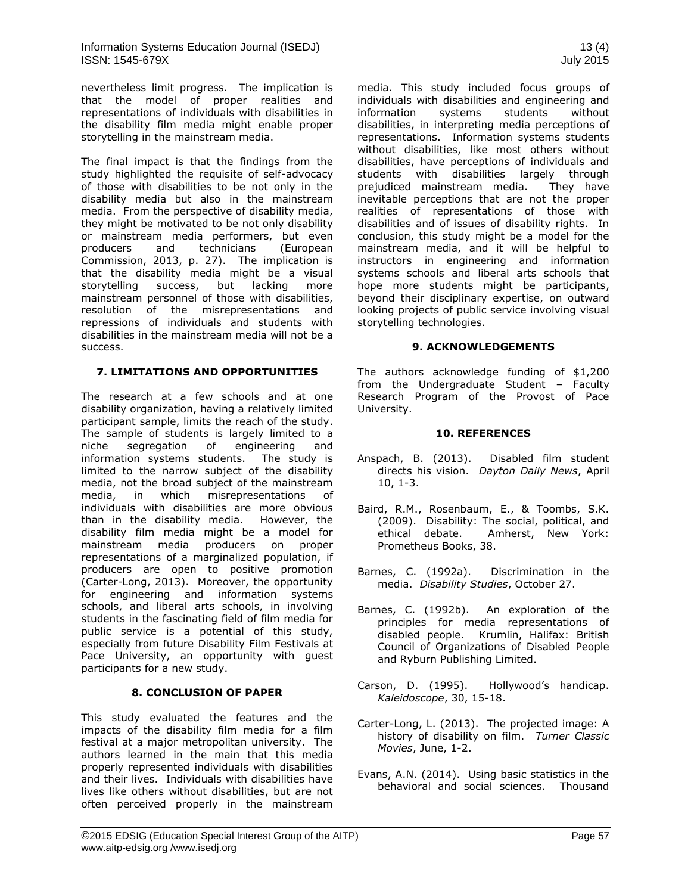nevertheless limit progress. The implication is that the model of proper realities and representations of individuals with disabilities in the disability film media might enable proper storytelling in the mainstream media.

The final impact is that the findings from the study highlighted the requisite of self-advocacy of those with disabilities to be not only in the disability media but also in the mainstream media. From the perspective of disability media, they might be motivated to be not only disability or mainstream media performers, but even producers and technicians (European Commission, 2013, p. 27). The implication is that the disability media might be a visual storytelling success, but lacking more mainstream personnel of those with disabilities, resolution of the misrepresentations and repressions of individuals and students with disabilities in the mainstream media will not be a success.

## 7. LIMITATIONS AND OPPORTUNITIES

The research at a few schools and at one disability organization, having a relatively limited participant sample, limits the reach of the study. The sample of students is largely limited to a niche segregation of engineering and information systems students. The study is limited to the narrow subject of the disability media, not the broad subject of the mainstream media, in which misrepresentations of individuals with disabilities are more obvious than in the disability media. However, the disability film media might be a model for mainstream media producers on proper representations of a marginalized population, if producers are open to positive promotion (Carter-Long, 2013). Moreover, the opportunity for engineering and information systems schools, and liberal arts schools, in involving students in the fascinating field of film media for public service is a potential of this study, especially from future Disability Film Festivals at Pace University, an opportunity with guest participants for a new study.

## 8. CONCLUSION OF PAPER

This study evaluated the features and the impacts of the disability film media for a film festival at a major metropolitan university. The authors learned in the main that this media properly represented individuals with disabilities and their lives. Individuals with disabilities have lives like others without disabilities, but are not often perceived properly in the mainstream media. This study included focus groups of individuals with disabilities and engineering and information systems students without disabilities, in interpreting media perceptions of representations. Information systems students without disabilities, like most others without disabilities, have perceptions of individuals and students with disabilities largely through prejudiced mainstream media. They have inevitable perceptions that are not the proper realities of representations of those with disabilities and of issues of disability rights. In conclusion, this study might be a model for the mainstream media, and it will be helpful to instructors in engineering and information systems schools and liberal arts schools that hope more students might be participants, beyond their disciplinary expertise, on outward looking projects of public service involving visual storytelling technologies.

## 9. ACKNOWLEDGEMENTS

The authors acknowledge funding of $1,200 from the Undergraduate Student – Faculty Research Program of the Provost of Pace University.

## 10. REFERENCES

Anspach, B. (2013). Disabled film student directs his vision. *Dayton Daily News*, April 10, 1-3.

Baird, R.M., Rosenbaum, E., & Toombs, S.K. (2009). Disability: The social, political, and ethical debate. Amherst, New York: Prometheus Books, 38.

Barnes, C. (1992a). Discrimination in the media. *Disability Studies*, October 27.

Barnes, C. (1992b). An exploration of the principles for media representations of disabled people. Krumlin, Halifax: British Council of Organizations of Disabled People and Ryburn Publishing Limited.

Carson, D. (1995). Hollywood's handicap. *Kaleidoscope*, 30, 15-18.

Carter-Long, L. (2013). The projected image: A history of disability on film. *Turner Classic Movies*, June, 1-2.

Evans, A.N. (2014). Using basic statistics in the behavioral and social sciences. Thousand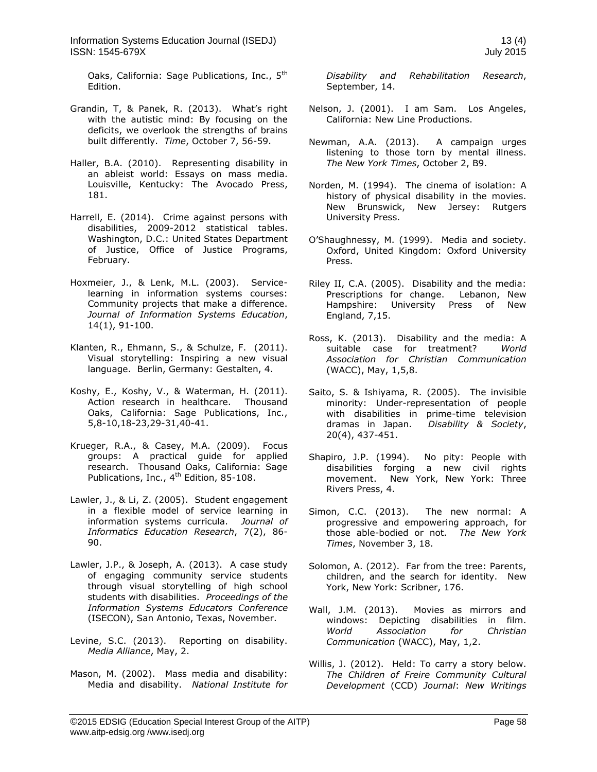Oaks, California: Sage Publications, Inc., 5th Edition.

Grandin, T, & Panek, R. (2013). What's right with the autistic mind: By focusing on the deficits, we overlook the strengths of brains built differently. *Time*, October 7, 56-59.

Haller, B.A. (2010). Representing disability in an ableist world: Essays on mass media. Louisville, Kentucky: The Avocado Press, 181.

Harrell, E. (2014). Crime against persons with disabilities, 2009-2012 statistical tables. Washington, D.C.: United States Department of Justice, Office of Justice Programs, February.

Hoxmeier, J., & Lenk, M.L. (2003). Service-learning in information systems courses: Community projects that make a difference. *Journal of Information Systems Education*, 14(1), 91-100.

Klanten, R., Ehmann, S., & Schulze, F. (2011). Visual storytelling: Inspiring a new visual language. Berlin, Germany: Gestalten, 4.

Koshy, E., Koshy, V., & Waterman, H. (2011). Action research in healthcare. Thousand Oaks, California: Sage Publications, Inc., 5,8-10,18-23,29-31,40-41.

Krueger, R.A., & Casey, M.A. (2009). Focus groups: A practical guide for applied research. Thousand Oaks, California: Sage Publications, Inc., 4th Edition, 85-108.

Lawler, J., & Li, Z. (2005). Student engagement in a flexible model of service learning in information systems curricula. *Journal of Informatics Education Research*, 7(2), 86-90.

Lawler, J.P., & Joseph, A. (2013). A case study of engaging community service students through visual storytelling of high school students with disabilities. *Proceedings of the Information Systems Educators Conference* (ISECON), San Antonio, Texas, November.

Levine, S.C. (2013). Reporting on disability. *Media Alliance*, May, 2.

Mason, M. (2002). Mass media and disability: Media and disability. *National Institute for Disability and Rehabilitation Research*, September, 14.

Nelson, J. (2001). I am Sam. Los Angeles, California: New Line Productions.

Newman, A.A. (2013). A campaign urges listening to those torn by mental illness. *The New York Times*, October 2, B9.

Norden, M. (1994). The cinema of isolation: A history of physical disability in the movies. New Brunswick, New Jersey: Rutgers University Press.

O'Shaughnessy, M. (1999). Media and society. Oxford, United Kingdom: Oxford University Press.

Riley II, C.A. (2005). Disability and the media: Prescriptions for change. Lebanon, New Hampshire: University Press of New England, 7,15.

Ross, K. (2013). Disability and the media: A suitable case for treatment? *World Association for Christian Communication* (WACC), May, 1,5,8.

Saito, S. & Ishiyama, R. (2005). The invisible minority: Under-representation of people with disabilities in prime-time television dramas in Japan. *Disability & Society*, 20(4), 437-451.

Shapiro, J.P. (1994). No pity: People with disabilities forging a new civil rights movement. New York, New York: Three Rivers Press, 4.

Simon, C.C. (2013). The new normal: A progressive and empowering approach, for those able-bodied or not. *The New York Times*, November 3, 18.

Solomon, A. (2012). Far from the tree: Parents, children, and the search for identity. New York, New York: Scribner, 176.

Wall, J.M. (2013). Movies as mirrors and windows: Depicting disabilities in film. *World Association for Christian Communication* (WACC), May, 1,2.

Willis, J. (2012). Held: To carry a story below. *The Children of Freire Community Cultural Development* (CCD) *Journal*: *New Writings*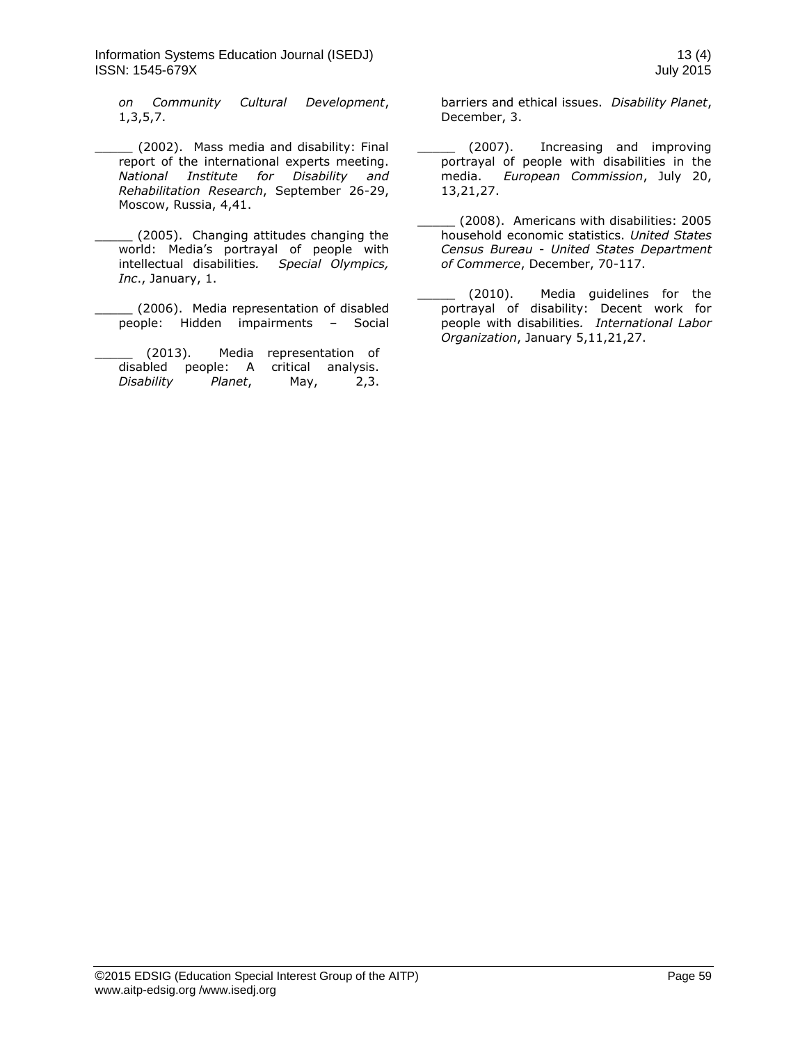*on Community Cultural Development*, 1,3,5,7.

_____ (2002). Mass media and disability: Final report of the international experts meeting. *National Institute for Disability and Rehabilitation Research*, September 26-29, Moscow, Russia, 4,41.

_____ (2005). Changing attitudes changing the world: Media's portrayal of people with intellectual disabilities. *Special Olympics, Inc.*, January, 1.

_____ (2006). Media representation of disabled people: Hidden impairments – Social barriers and ethical issues. *Disability Planet*, December, 3.

_____ (2013). Media representation of disabled people: A critical analysis. *Disability Planet*, May, 2,3.

_____ (2007). Increasing and improving portrayal of people with disabilities in the media. *European Commission*, July 20, 13,21,27.

_____ (2008). Americans with disabilities: 2005 household economic statistics. *United States Census Bureau - United States Department of Commerce*, December, 70-117.

_____ (2010). Media guidelines for the portrayal of disability: Decent work for people with disabilities. *International Labor Organization*, January 5,11,21,27.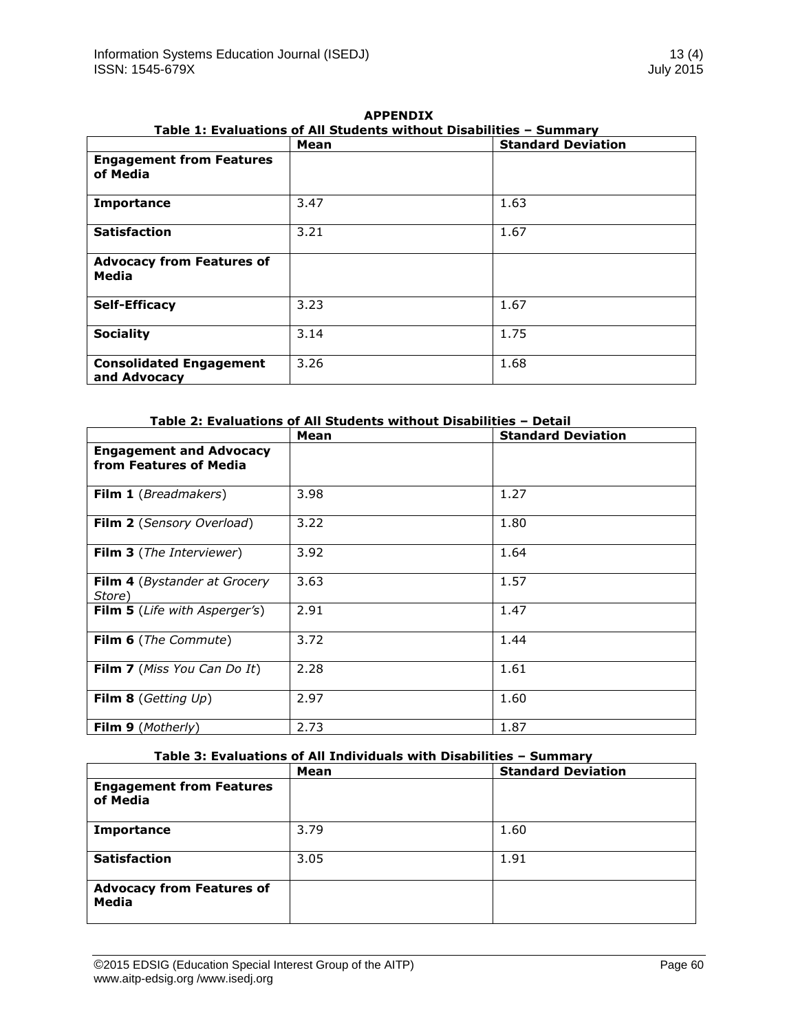## APPENDIX

**Table 1: Evaluations of All Students without Disabilities – Summary**

| | Mean | Standard Deviation |
|---|---|---|
| **Engagement from Features of Media** | | |
| **Importance** | 3.47 | 1.63 |
| **Satisfaction** | 3.21 | 1.67 |
| **Advocacy from Features of Media** | | |
| **Self-Efficacy** | 3.23 | 1.67 |
| **Sociality** | 3.14 | 1.75 |
| **Consolidated Engagement and Advocacy** | 3.26 | 1.68 |

**Table 2: Evaluations of All Students without Disabilities – Detail**

| | Mean | Standard Deviation |
|---|---|---|
| **Engagement and Advocacy from Features of Media** | | |
| **Film 1** (*Breadmakers*) | 3.98 | 1.27 |
| **Film 2** (*Sensory Overload*) | 3.22 | 1.80 |
| **Film 3** (*The Interviewer*) | 3.92 | 1.64 |
| **Film 4** (*Bystander at Grocery Store*) | 3.63 | 1.57 |
| **Film 5** (*Life with Asperger's*) | 2.91 | 1.47 |
| **Film 6** (*The Commute*) | 3.72 | 1.44 |
| **Film 7** (*Miss You Can Do It*) | 2.28 | 1.61 |
| **Film 8** (*Getting Up*) | 2.97 | 1.60 |
| **Film 9** (*Motherly*) | 2.73 | 1.87 |

**Table 3: Evaluations of All Individuals with Disabilities – Summary**

| | Mean | Standard Deviation |
|---|---|---|
| **Engagement from Features of Media** | | |
| **Importance** | 3.79 | 1.60 |
| **Satisfaction** | 3.05 | 1.91 |
| **Advocacy from Features of Media** | | |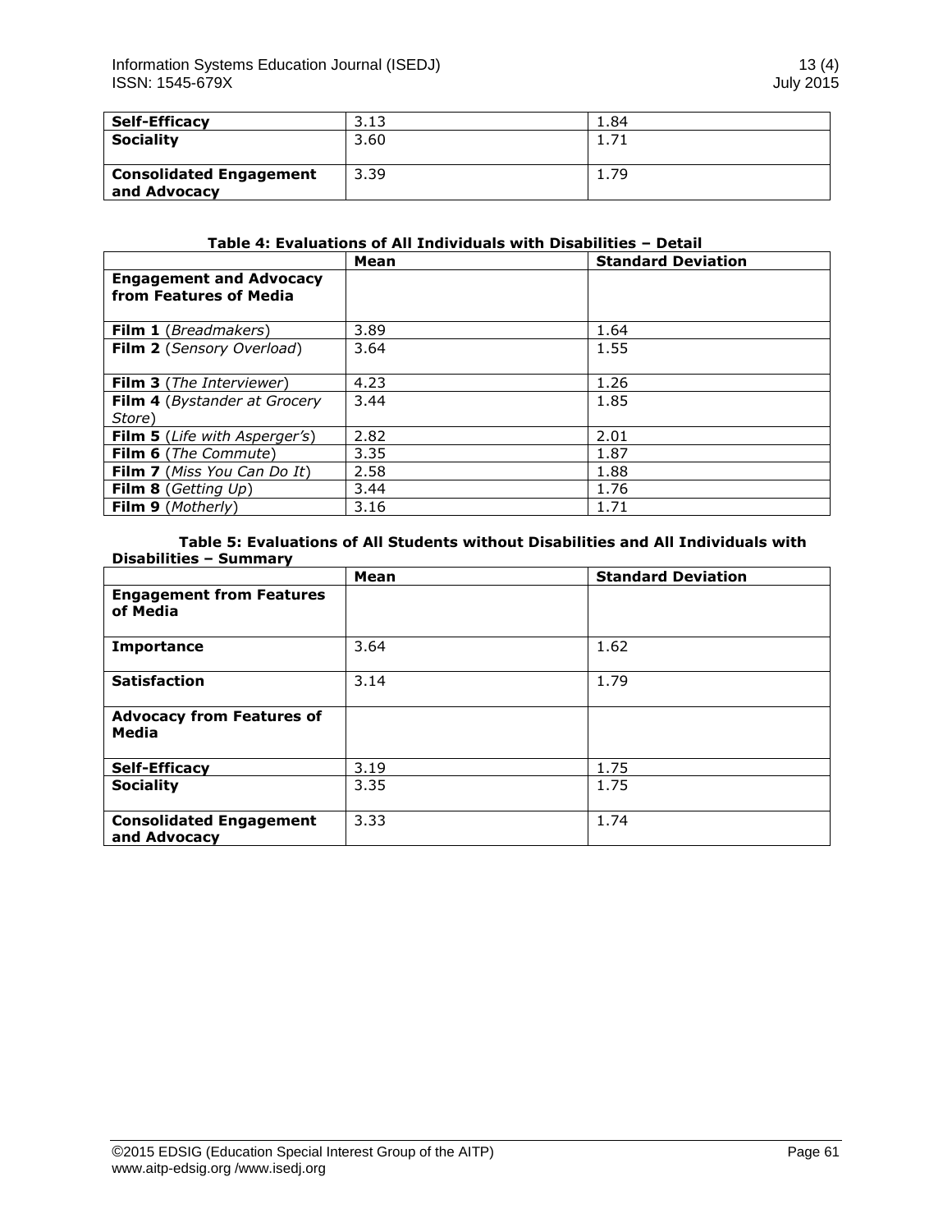| | | |
|---|---|---|
| **Self-Efficacy** | 3.13 | 1.84 |
| **Sociality** | 3.60 | 1.71 |
| **Consolidated Engagement and Advocacy** | 3.39 | 1.79 |

**Table 4: Evaluations of All Individuals with Disabilities – Detail**

| | **Mean** | **Standard Deviation** |
|---|---|---|
| **Engagement and Advocacy from Features of Media** | | |
| **Film 1** (*Breadmakers*) | 3.89 | 1.64 |
| **Film 2** (*Sensory Overload*) | 3.64 | 1.55 |
| **Film 3** (*The Interviewer*) | 4.23 | 1.26 |
| **Film 4** (*Bystander at Grocery Store*) | 3.44 | 1.85 |
| **Film 5** (*Life with Asperger's*) | 2.82 | 2.01 |
| **Film 6** (*The Commute*) | 3.35 | 1.87 |
| **Film 7** (*Miss You Can Do It*) | 2.58 | 1.88 |
| **Film 8** (*Getting Up*) | 3.44 | 1.76 |
| **Film 9** (*Motherly*) | 3.16 | 1.71 |

**Table 5: Evaluations of All Students without Disabilities and All Individuals with Disabilities – Summary**

| | **Mean** | **Standard Deviation** |
|---|---|---|
| **Engagement from Features of Media** | | |
| **Importance** | 3.64 | 1.62 |
| **Satisfaction** | 3.14 | 1.79 |
| **Advocacy from Features of Media** | | |
| **Self-Efficacy** | 3.19 | 1.75 |
| **Sociality** | 3.35 | 1.75 |
| **Consolidated Engagement and Advocacy** | 3.33 | 1.74 |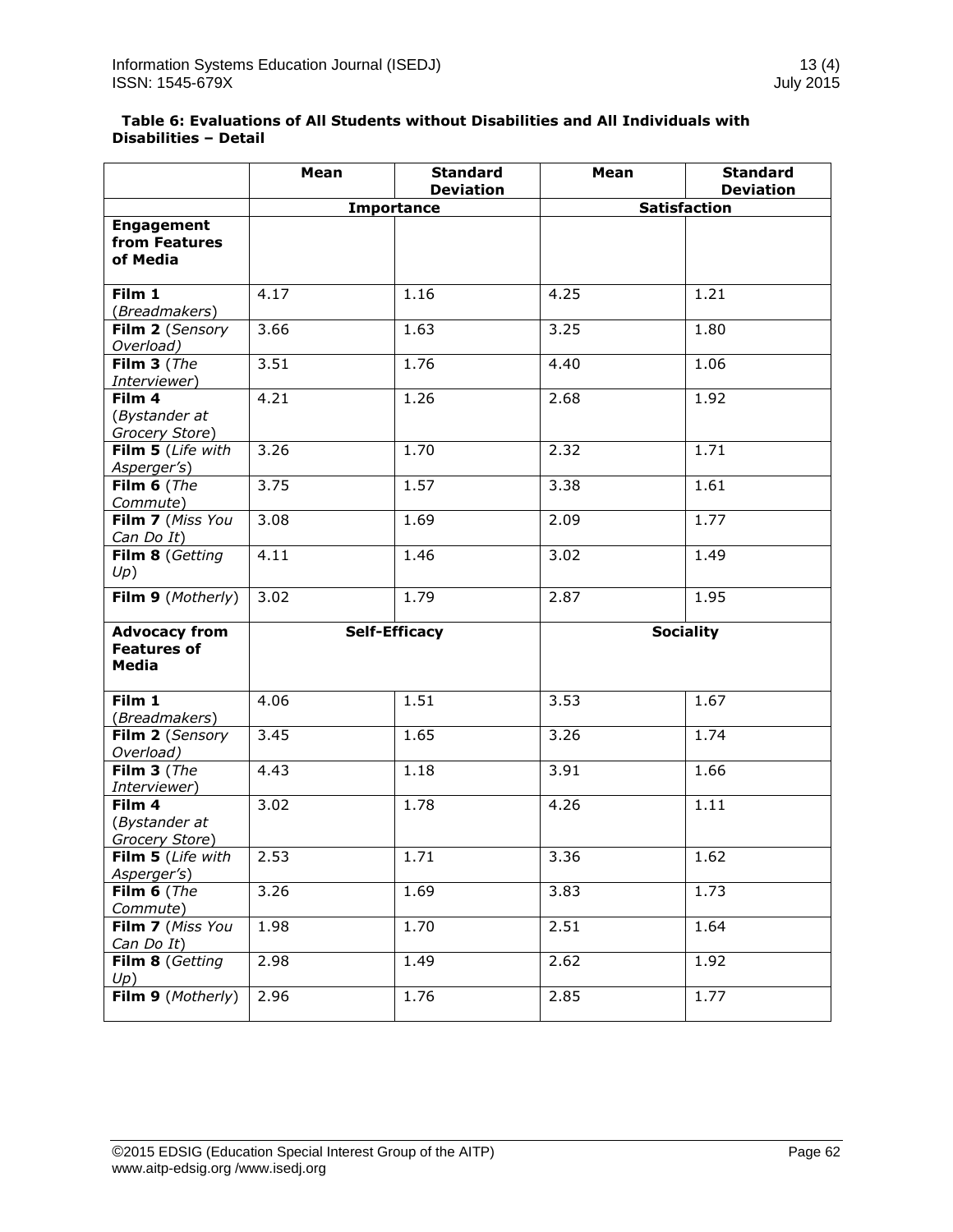**Table 6: Evaluations of All Students without Disabilities and All Individuals with Disabilities – Detail**

| | Mean | Standard Deviation | Mean | Standard Deviation |
|---|---|---|---|---|
| | Importance | | Satisfaction | |
| **Engagement from Features of Media** | | | | |
| **Film 1** (*Breadmakers*) | 4.17 | 1.16 | 4.25 | 1.21 |
| **Film 2** (*Sensory Overload)* | 3.66 | 1.63 | 3.25 | 1.80 |
| **Film 3** (*The Interviewer*) | 3.51 | 1.76 | 4.40 | 1.06 |
| **Film 4** (*Bystander at Grocery Store*) | 4.21 | 1.26 | 2.68 | 1.92 |
| **Film 5** (*Life with Asperger's*) | 3.26 | 1.70 | 2.32 | 1.71 |
| **Film 6** (*The Commute*) | 3.75 | 1.57 | 3.38 | 1.61 |
| **Film 7** (*Miss You Can Do It*) | 3.08 | 1.69 | 2.09 | 1.77 |
| **Film 8** (*Getting Up*) | 4.11 | 1.46 | 3.02 | 1.49 |
| **Film 9** (*Motherly*) | 3.02 | 1.79 | 2.87 | 1.95 |
| **Advocacy from Features of Media** | **Self-Efficacy** | | **Sociality** | |
| **Film 1** (*Breadmakers*) | 4.06 | 1.51 | 3.53 | 1.67 |
| **Film 2** (*Sensory Overload)* | 3.45 | 1.65 | 3.26 | 1.74 |
| **Film 3** (*The Interviewer*) | 4.43 | 1.18 | 3.91 | 1.66 |
| **Film 4** (*Bystander at Grocery Store*) | 3.02 | 1.78 | 4.26 | 1.11 |
| **Film 5** (*Life with Asperger's*) | 2.53 | 1.71 | 3.36 | 1.62 |
| **Film 6** (*The Commute*) | 3.26 | 1.69 | 3.83 | 1.73 |
| **Film 7** (*Miss You Can Do It*) | 1.98 | 1.70 | 2.51 | 1.64 |
| **Film 8** (*Getting Up*) | 2.98 | 1.49 | 2.62 | 1.92 |
| **Film 9** (*Motherly*) | 2.96 | 1.76 | 2.85 | 1.77 |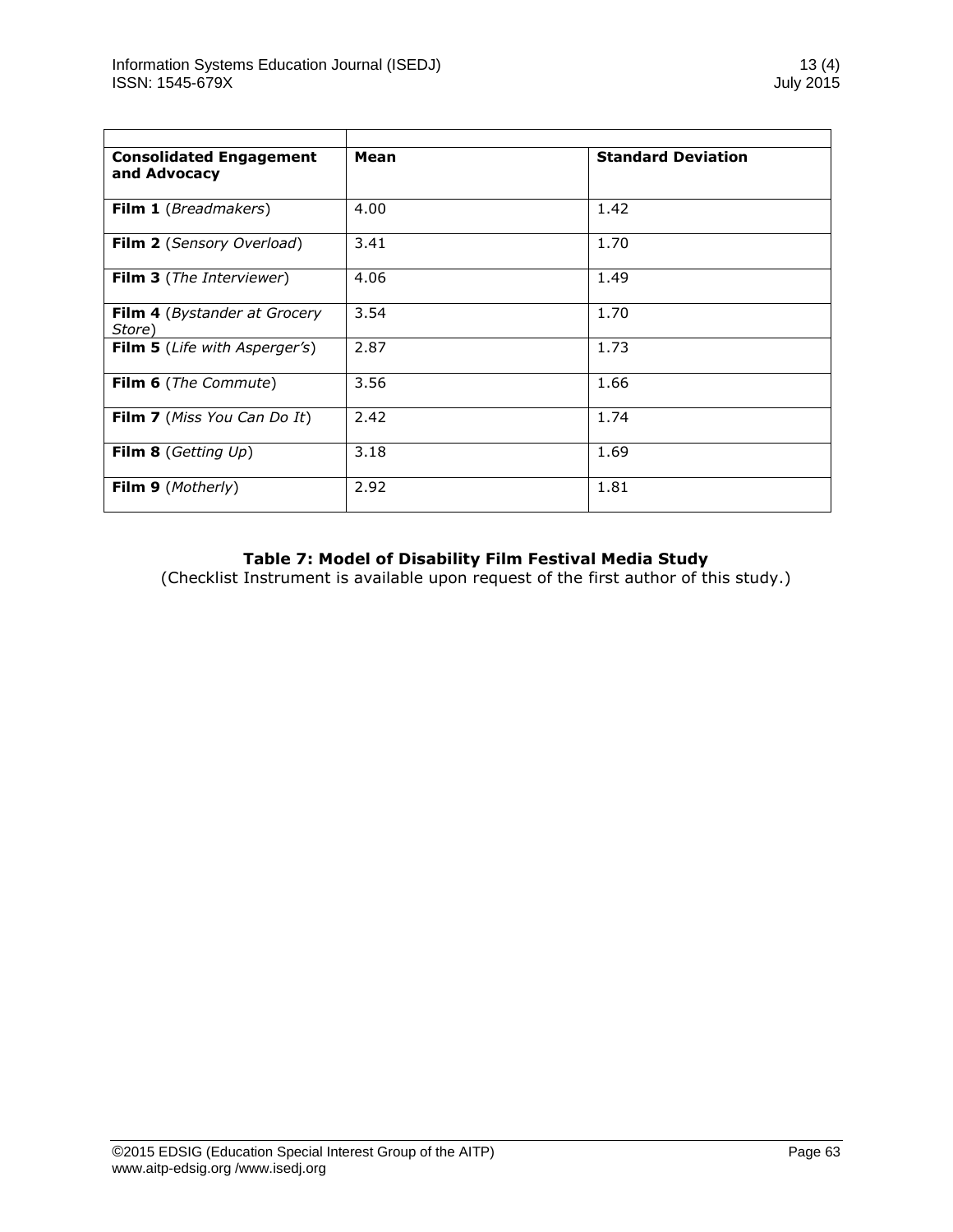| Consolidated Engagement and Advocacy | Mean | Standard Deviation |
| --- | --- | --- |
| **Film 1** (*Breadmakers*) | 4.00 | 1.42 |
| **Film 2** (*Sensory Overload*) | 3.41 | 1.70 |
| **Film 3** (*The Interviewer*) | 4.06 | 1.49 |
| **Film 4** (*Bystander at Grocery Store*) | 3.54 | 1.70 |
| **Film 5** (*Life with Asperger's*) | 2.87 | 1.73 |
| **Film 6** (*The Commute*) | 3.56 | 1.66 |
| **Film 7** (*Miss You Can Do It*) | 2.42 | 1.74 |
| **Film 8** (*Getting Up*) | 3.18 | 1.69 |
| **Film 9** (*Motherly*) | 2.92 | 1.81 |

**Table 7: Model of Disability Film Festival Media Study**

(Checklist Instrument is available upon request of the first author of this study.)